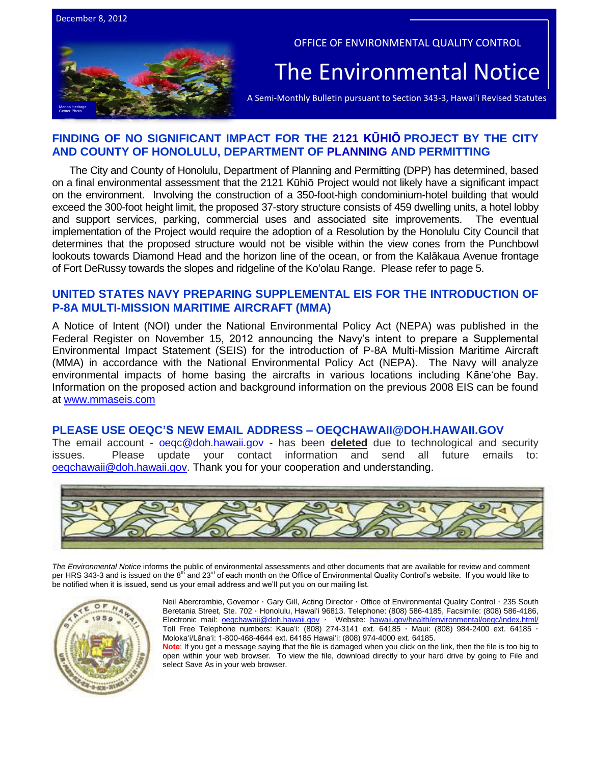December 8, 2012

OFFICE OF ENVIRONMENTAL QUALITY CONTROL

# The Environmental Notice

A Semi-Monthly Bulletin pursuant to Section 343-3, Hawai'i Revised Statutes

Manoa Heritage Center Photo

## FINDING OF NO SIGNIFICANT IMPACT FOR THE 2121 KŪHIŌ PROJECT BY THE CITY AND COUNTY OF HONOLULU, DEPARTMENT OF PLANNING AND PERMITTING

The City and County of Honolulu, Department of Planning and Permitting (DPP) has determined, based on a final environmental assessment that the 2121 Kūhiō Project would not likely have a significant impact on the environment. Involving the construction of a 350-foot-high condominium-hotel building that would exceed the 300-foot height limit, the proposed 37-story structure consists of 459 dwelling units, a hotel lobby and support services, parking, commercial uses and associated site improvements. The eventual implementation of the Project would require the adoption of a Resolution by the Honolulu City Council that determines that the proposed structure would not be visible within the view cones from the Punchbowl lookouts towards Diamond Head and the horizon line of the ocean, or from the Kalākaua Avenue frontage of Fort DeRussy towards the slopes and ridgeline of the Koʻolau Range. Please refer to page 5.

## UNITED STATES NAVY PREPARING SUPPLEMENTAL EIS FOR THE INTRODUCTION OF P-8A MULTI-MISSION MARITIME AIRCRAFT (MMA)

A Notice of Intent (NOI) under the National Environmental Policy Act (NEPA) was published in the Federal Register on November 15, 2012 announcing the Navy's intent to prepare a Supplemental Environmental Impact Statement (SEIS) for the introduction of P-8A Multi-Mission Maritime Aircraft (MMA) in accordance with the National Environmental Policy Act (NEPA). The Navy will analyze environmental impacts of home basing the aircrafts in various locations including Kāneʻohe Bay. Information on the proposed action and background information on the previous 2008 EIS can be found at www.mmaseis.com

## PLEASE USE OEQC'S NEW EMAIL ADDRESS – OEQCHAWAII@DOH.HAWAII.GOV

The email account - oeqc@doh.hawaii.gov - has been **deleted** due to technological and security issues. Please update your contact information and send all future emails to: oeqchawaii@doh.hawaii.gov. Thank you for your cooperation and understanding.

*The Environmental Notice* informs the public of environmental assessments and other documents that are available for review and comment per HRS 343-3 and is issued on the 8th and 23rd of each month on the Office of Environmental Quality Control's website. If you would like to be notified when it is issued, send us your email address and we'll put you on our mailing list.

Neil Abercrombie, Governor · Gary Gill, Acting Director · Office of Environmental Quality Control · 235 South Beretania Street, Ste. 702 · Honolulu, Hawaiʻi 96813. Telephone: (808) 586-4185, Facsimile: (808) 586-4186, Electronic mail: oeqchawaii@doh.hawaii.gov · Website: hawaii.gov/health/environmental/oeqc/index.html/ Toll Free Telephone numbers: Kauaʻi: (808) 274-3141 ext. 64185 · Maui: (808) 984-2400 ext. 64185 · Molokaʻi/Lānaʻi: 1-800-468-4644 ext. 64185 Hawaiʻi: (808) 974-4000 ext. 64185.

**Note**: If you get a message saying that the file is damaged when you click on the link, then the file is too big to open within your web browser. To view the file, download directly to your hard drive by going to File and select Save As in your web browser.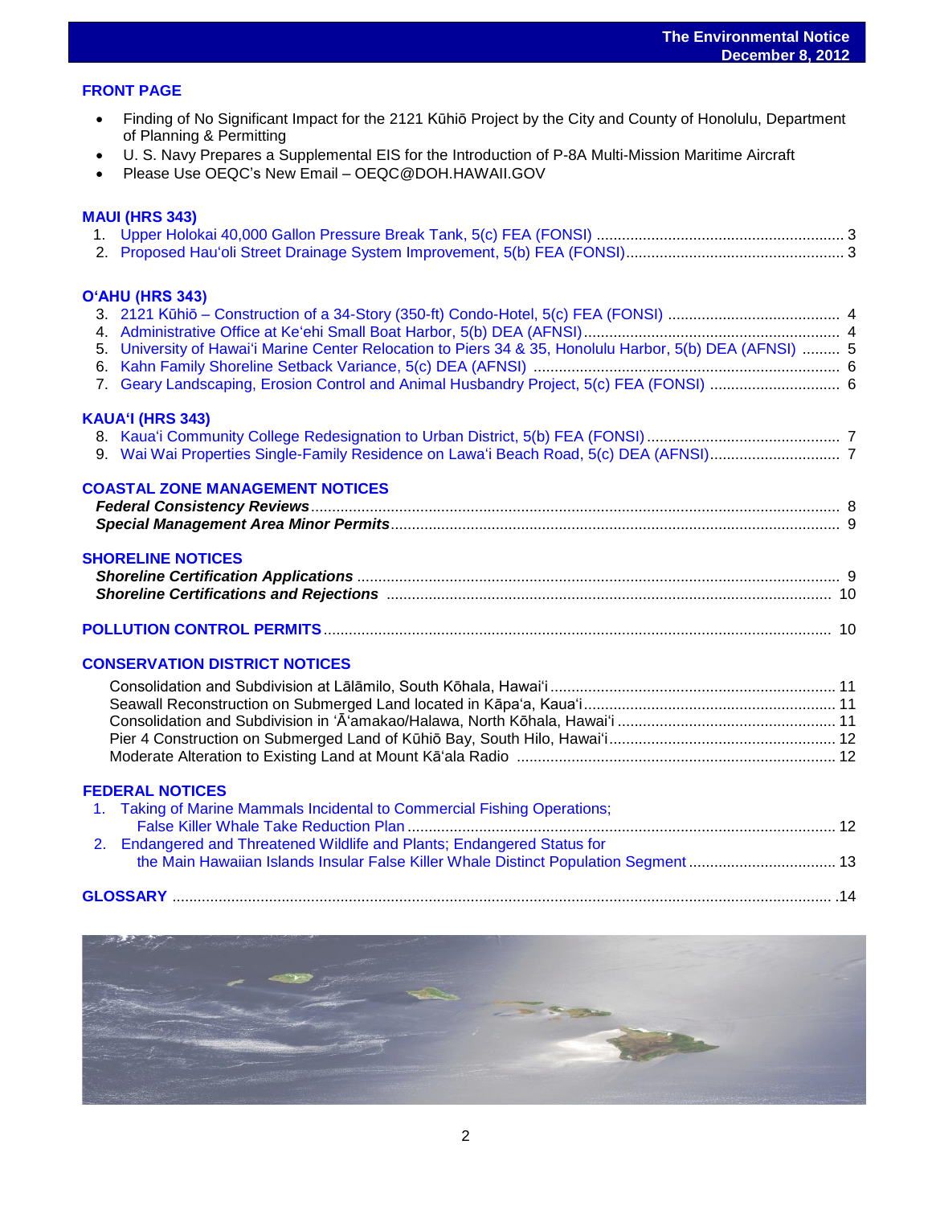## FRONT PAGE

- Finding of No Significant Impact for the 2121 Kūhiō Project by the City and County of Honolulu, Department of Planning & Permitting
- U. S. Navy Prepares a Supplemental EIS for the Introduction of P-8A Multi-Mission Maritime Aircraft
- Please Use OEQC's New Email – OEQC@DOH.HAWAII.GOV

## MAUI (HRS 343)

1. Upper Holokai 40,000 Gallon Pressure Break Tank, 5(c) FEA (FONSI) ........ 3
2. Proposed Hauʻoli Street Drainage System Improvement, 5(b) FEA (FONSI) ........ 3

## OʻAHU (HRS 343)

3. 2121 Kūhiō – Construction of a 34-Story (350-ft) Condo-Hotel, 5(c) FEA (FONSI) ........ 4
4. Administrative Office at Keʻehi Small Boat Harbor, 5(b) DEA (AFNSI) ........ 4
5. University of Hawaiʻi Marine Center Relocation to Piers 34 & 35, Honolulu Harbor, 5(b) DEA (AFNSI) ........ 5
6. Kahn Family Shoreline Setback Variance, 5(c) DEA (AFNSI) ........ 6
7. Geary Landscaping, Erosion Control and Animal Husbandry Project, 5(c) FEA (FONSI) ........ 6

## KAUAʻI (HRS 343)

8. Kauaʻi Community College Redesignation to Urban District, 5(b) FEA (FONSI) ........ 7
9. Wai Wai Properties Single-Family Residence on Lawaʻi Beach Road, 5(c) DEA (AFNSI) ........ 7

## COASTAL ZONE MANAGEMENT NOTICES

***Federal Consistency Reviews*** ........ 8
***Special Management Area Minor Permits*** ........ 9

## SHORELINE NOTICES

***Shoreline Certification Applications*** ........ 9
***Shoreline Certifications and Rejections*** ........ 10

## POLLUTION CONTROL PERMITS ........ 10

## CONSERVATION DISTRICT NOTICES

Consolidation and Subdivision at Lālāmilo, South Kōhala, Hawaiʻi ........ 11
Seawall Reconstruction on Submerged Land located in Kāpaʻa, Kauaʻi ........ 11
Consolidation and Subdivision in ʻĀʻamakao/Halawa, North Kōhala, Hawaiʻi ........ 11
Pier 4 Construction on Submerged Land of Kūhiō Bay, South Hilo, Hawaiʻi ........ 12
Moderate Alteration to Existing Land at Mount Kāʻala Radio ........ 12

## FEDERAL NOTICES

1. Taking of Marine Mammals Incidental to Commercial Fishing Operations; False Killer Whale Take Reduction Plan ........ 12
2. Endangered and Threatened Wildlife and Plants; Endangered Status for the Main Hawaiian Islands Insular False Killer Whale Distinct Population Segment ........ 13

## GLOSSARY ........ 14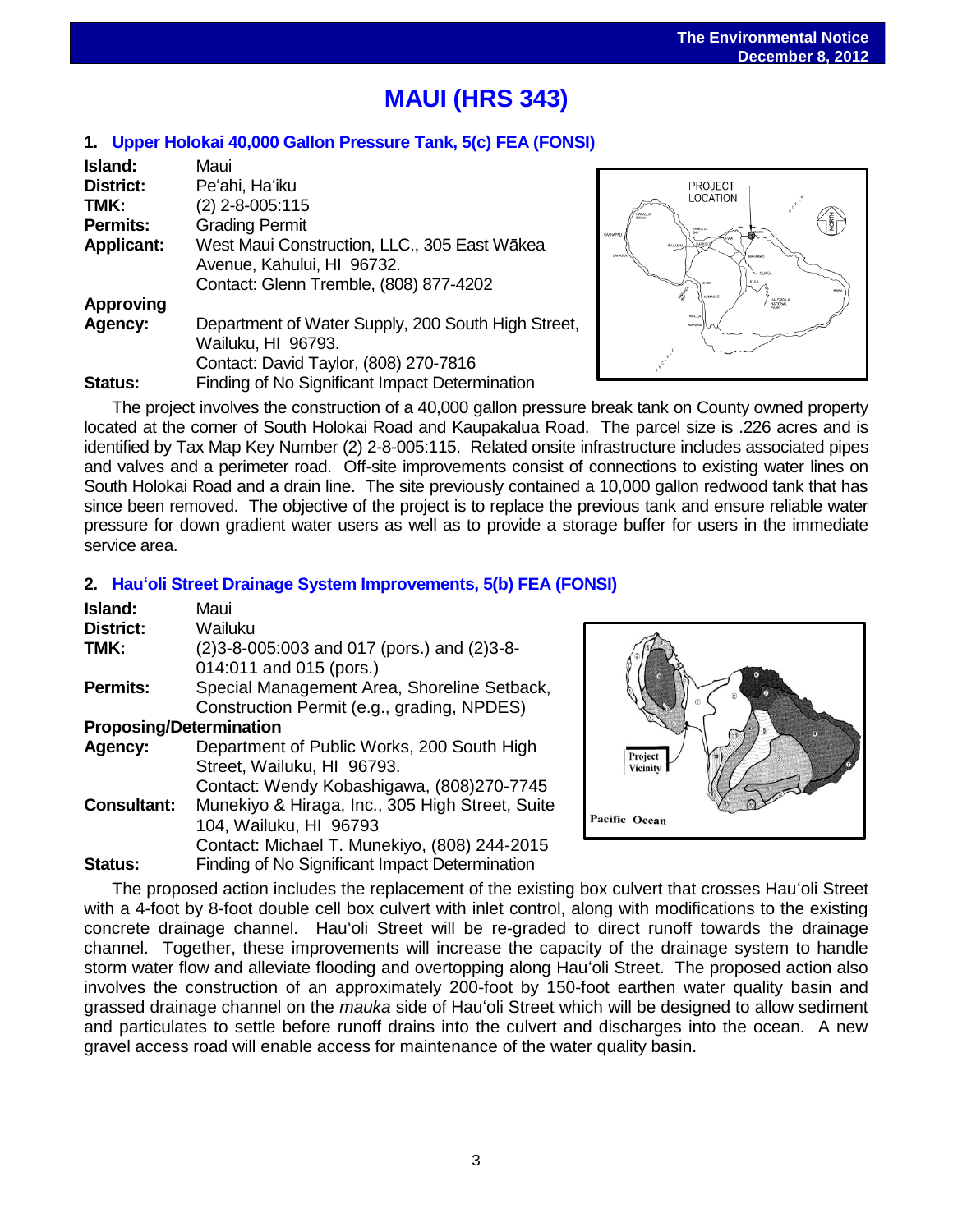# MAUI (HRS 343)

## 1. Upper Holokai 40,000 Gallon Pressure Tank, 5(c) FEA (FONSI)

**Island:** Maui
**District:** Pe'ahi, Ha'iku
**TMK:** (2) 2-8-005:115
**Permits:** Grading Permit
**Applicant:** West Maui Construction, LLC., 305 East Wākea Avenue, Kahului, HI 96732.
Contact: Glenn Tremble, (808) 877-4202
**Approving Agency:** Department of Water Supply, 200 South High Street, Wailuku, HI 96793.
Contact: David Taylor, (808) 270-7816
**Status:** Finding of No Significant Impact Determination

The project involves the construction of a 40,000 gallon pressure break tank on County owned property located at the corner of South Holokai Road and Kaupakalua Road. The parcel size is .226 acres and is identified by Tax Map Key Number (2) 2-8-005:115. Related onsite infrastructure includes associated pipes and valves and a perimeter road. Off-site improvements consist of connections to existing water lines on South Holokai Road and a drain line. The site previously contained a 10,000 gallon redwood tank that has since been removed. The objective of the project is to replace the previous tank and ensure reliable water pressure for down gradient water users as well as to provide a storage buffer for users in the immediate service area.

## 2. Hau'oli Street Drainage System Improvements, 5(b) FEA (FONSI)

**Island:** Maui
**District:** Wailuku
**TMK:** (2)3-8-005:003 and 017 (pors.) and (2)3-8-014:011 and 015 (pors.)
**Permits:** Special Management Area, Shoreline Setback, Construction Permit (e.g., grading, NPDES)
**Proposing/Determination Agency:** Department of Public Works, 200 South High Street, Wailuku, HI 96793.
Contact: Wendy Kobashigawa, (808)270-7745
**Consultant:** Munekiyo & Hiraga, Inc., 305 High Street, Suite 104, Wailuku, HI 96793
Contact: Michael T. Munekiyo, (808) 244-2015
**Status:** Finding of No Significant Impact Determination

The proposed action includes the replacement of the existing box culvert that crosses Hau'oli Street with a 4-foot by 8-foot double cell box culvert with inlet control, along with modifications to the existing concrete drainage channel. Hau'oli Street will be re-graded to direct runoff towards the drainage channel. Together, these improvements will increase the capacity of the drainage system to handle storm water flow and alleviate flooding and overtopping along Hau'oli Street. The proposed action also involves the construction of an approximately 200-foot by 150-foot earthen water quality basin and grassed drainage channel on the *mauka* side of Hau'oli Street which will be designed to allow sediment and particulates to settle before runoff drains into the culvert and discharges into the ocean. A new gravel access road will enable access for maintenance of the water quality basin.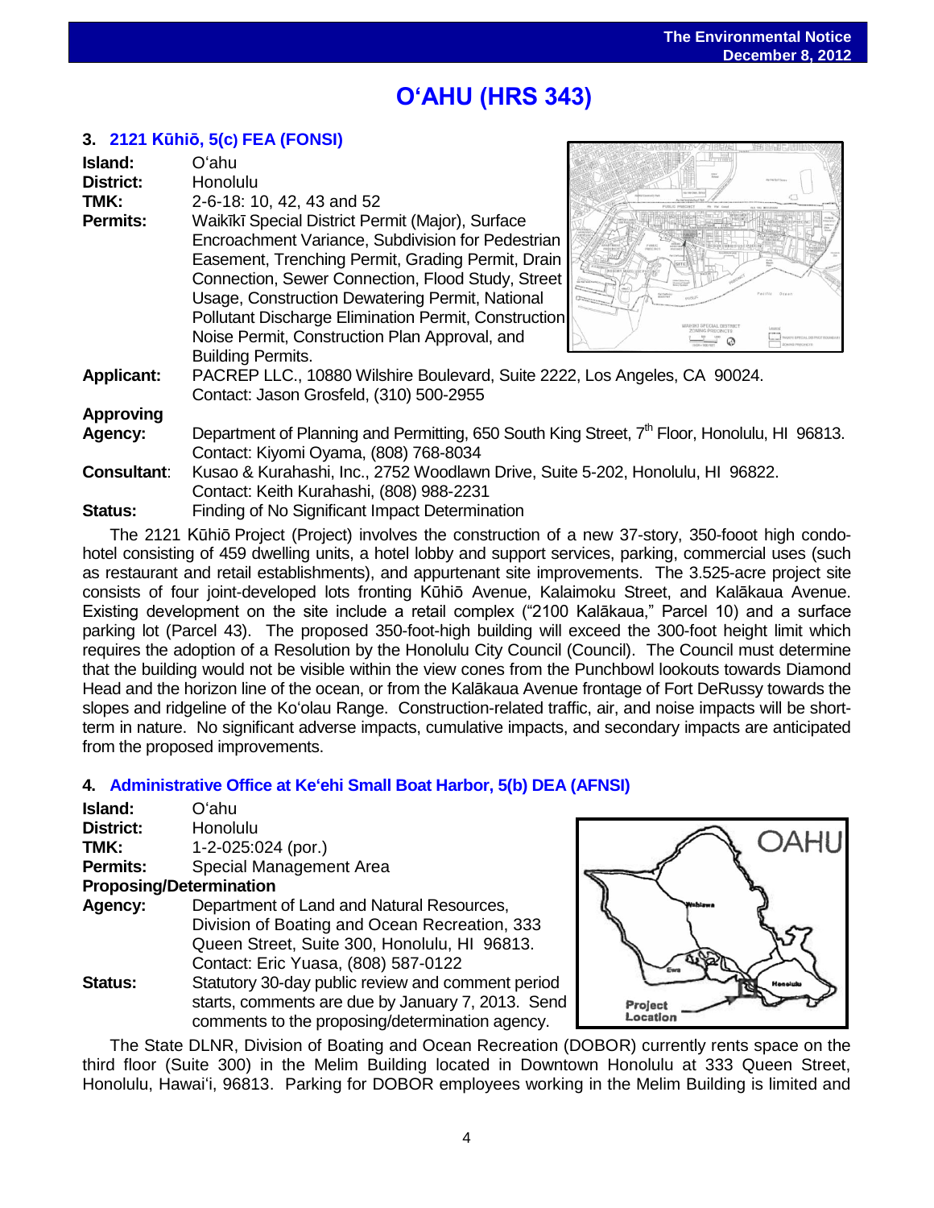# O'AHU (HRS 343)

## 3. 2121 Kūhiō, 5(c) FEA (FONSI)

**Island:** O'ahu
**District:** Honolulu
**TMK:** 2-6-18: 10, 42, 43 and 52
**Permits:** Waikīkī Special District Permit (Major), Surface Encroachment Variance, Subdivision for Pedestrian Easement, Trenching Permit, Grading Permit, Drain Connection, Sewer Connection, Flood Study, Street Usage, Construction Dewatering Permit, National Pollutant Discharge Elimination Permit, Construction Noise Permit, Construction Plan Approval, and Building Permits.
**Applicant:** PACREP LLC., 10880 Wilshire Boulevard, Suite 2222, Los Angeles, CA 90024. Contact: Jason Grosfeld, (310) 500-2955
**Approving Agency:** Department of Planning and Permitting, 650 South King Street, 7th Floor, Honolulu, HI 96813. Contact: Kiyomi Oyama, (808) 768-8034
**Consultant:** Kusao & Kurahashi, Inc., 2752 Woodlawn Drive, Suite 5-202, Honolulu, HI 96822. Contact: Keith Kurahashi, (808) 988-2231
**Status:** Finding of No Significant Impact Determination

The 2121 Kūhiō Project (Project) involves the construction of a new 37-story, 350-fooot high condo-hotel consisting of 459 dwelling units, a hotel lobby and support services, parking, commercial uses (such as restaurant and retail establishments), and appurtenant site improvements. The 3.525-acre project site consists of four joint-developed lots fronting Kūhiō Avenue, Kalaimoku Street, and Kalākaua Avenue. Existing development on the site include a retail complex ("2100 Kalākaua," Parcel 10) and a surface parking lot (Parcel 43). The proposed 350-foot-high building will exceed the 300-foot height limit which requires the adoption of a Resolution by the Honolulu City Council (Council). The Council must determine that the building would not be visible within the view cones from the Punchbowl lookouts towards Diamond Head and the horizon line of the ocean, or from the Kalākaua Avenue frontage of Fort DeRussy towards the slopes and ridgeline of the Ko'olau Range. Construction-related traffic, air, and noise impacts will be short-term in nature. No significant adverse impacts, cumulative impacts, and secondary impacts are anticipated from the proposed improvements.

## 4. Administrative Office at Ke'ehi Small Boat Harbor, 5(b) DEA (AFNSI)

**Island:** O'ahu
**District:** Honolulu
**TMK:** 1-2-025:024 (por.)
**Permits:** Special Management Area
**Proposing/Determination Agency:** Department of Land and Natural Resources, Division of Boating and Ocean Recreation, 333 Queen Street, Suite 300, Honolulu, HI 96813. Contact: Eric Yuasa, (808) 587-0122
**Status:** Statutory 30-day public review and comment period starts, comments are due by January 7, 2013. Send comments to the proposing/determination agency.

The State DLNR, Division of Boating and Ocean Recreation (DOBOR) currently rents space on the third floor (Suite 300) in the Melim Building located in Downtown Honolulu at 333 Queen Street, Honolulu, Hawai'i, 96813. Parking for DOBOR employees working in the Melim Building is limited and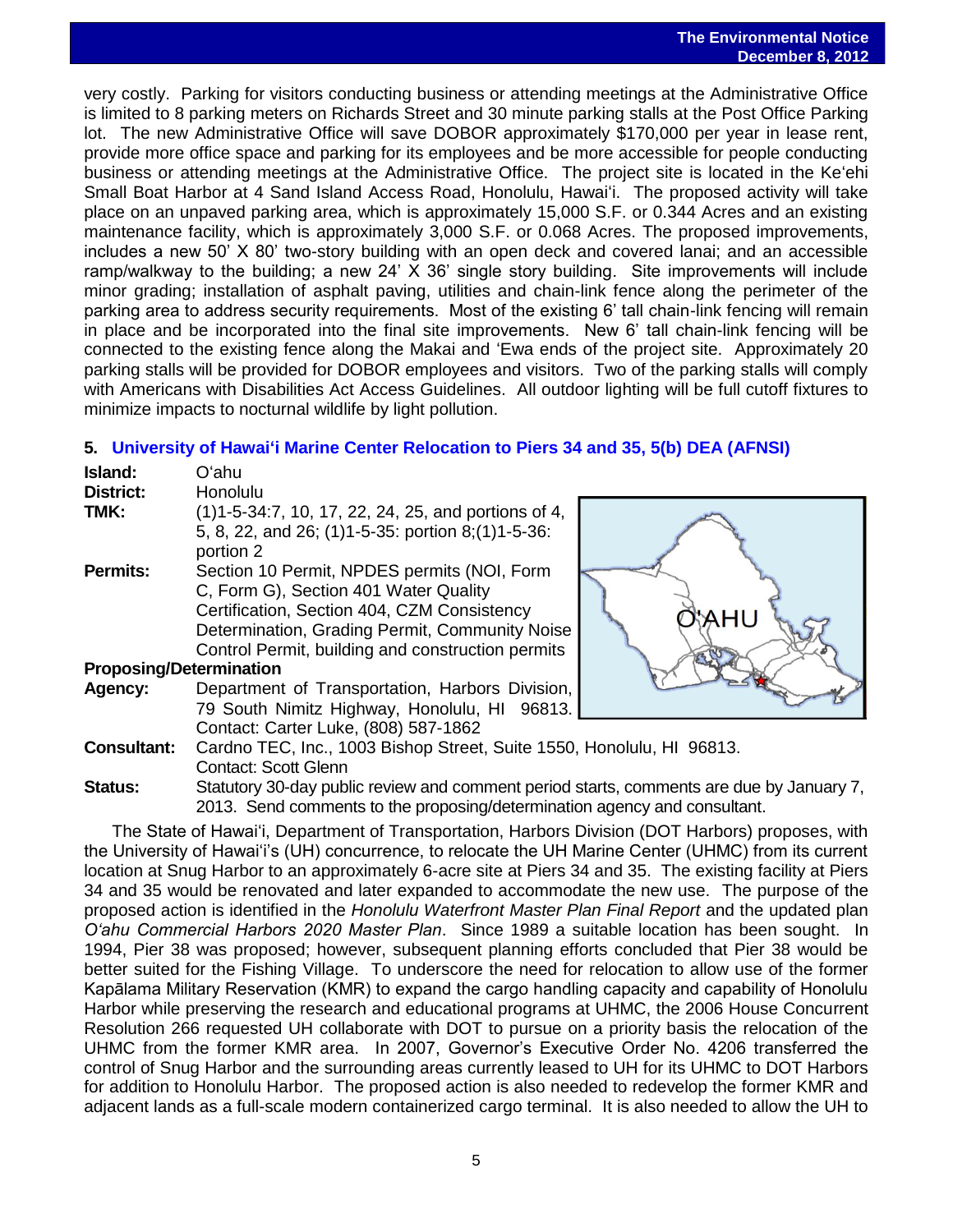very costly. Parking for visitors conducting business or attending meetings at the Administrative Office is limited to 8 parking meters on Richards Street and 30 minute parking stalls at the Post Office Parking lot. The new Administrative Office will save DOBOR approximately $170,000 per year in lease rent, provide more office space and parking for its employees and be more accessible for people conducting business or attending meetings at the Administrative Office. The project site is located in the Keʻehi Small Boat Harbor at 4 Sand Island Access Road, Honolulu, Hawaiʻi. The proposed activity will take place on an unpaved parking area, which is approximately 15,000 S.F. or 0.344 Acres and an existing maintenance facility, which is approximately 3,000 S.F. or 0.068 Acres. The proposed improvements, includes a new 50' X 80' two-story building with an open deck and covered lanai; and an accessible ramp/walkway to the building; a new 24' X 36' single story building. Site improvements will include minor grading; installation of asphalt paving, utilities and chain-link fence along the perimeter of the parking area to address security requirements. Most of the existing 6' tall chain-link fencing will remain in place and be incorporated into the final site improvements. New 6' tall chain-link fencing will be connected to the existing fence along the Makai and ʻEwa ends of the project site. Approximately 20 parking stalls will be provided for DOBOR employees and visitors. Two of the parking stalls will comply with Americans with Disabilities Act Access Guidelines. All outdoor lighting will be full cutoff fixtures to minimize impacts to nocturnal wildlife by light pollution.

### 5. University of Hawaiʻi Marine Center Relocation to Piers 34 and 35, 5(b) DEA (AFNSI)

**Island:** Oʻahu

**District:** Honolulu

**TMK:** (1)1-5-34:7, 10, 17, 22, 24, 25, and portions of 4, 5, 8, 22, and 26; (1)1-5-35: portion 8;(1)1-5-36: portion 2

**Permits:** Section 10 Permit, NPDES permits (NOI, Form C, Form G), Section 401 Water Quality Certification, Section 404, CZM Consistency Determination, Grading Permit, Community Noise Control Permit, building and construction permits

**Proposing/Determination Agency:** Department of Transportation, Harbors Division, 79 South Nimitz Highway, Honolulu, HI 96813. Contact: Carter Luke, (808) 587-1862

**Consultant:** Cardno TEC, Inc., 1003 Bishop Street, Suite 1550, Honolulu, HI 96813. Contact: Scott Glenn

**Status:** Statutory 30-day public review and comment period starts, comments are due by January 7, 2013. Send comments to the proposing/determination agency and consultant.

The State of Hawaiʻi, Department of Transportation, Harbors Division (DOT Harbors) proposes, with the University of Hawaiʻi's (UH) concurrence, to relocate the UH Marine Center (UHMC) from its current location at Snug Harbor to an approximately 6-acre site at Piers 34 and 35. The existing facility at Piers 34 and 35 would be renovated and later expanded to accommodate the new use. The purpose of the proposed action is identified in the *Honolulu Waterfront Master Plan Final Report* and the updated plan *Oʻahu Commercial Harbors 2020 Master Plan*. Since 1989 a suitable location has been sought. In 1994, Pier 38 was proposed; however, subsequent planning efforts concluded that Pier 38 would be better suited for the Fishing Village. To underscore the need for relocation to allow use of the former Kapālama Military Reservation (KMR) to expand the cargo handling capacity and capability of Honolulu Harbor while preserving the research and educational programs at UHMC, the 2006 House Concurrent Resolution 266 requested UH collaborate with DOT to pursue on a priority basis the relocation of the UHMC from the former KMR area. In 2007, Governor's Executive Order No. 4206 transferred the control of Snug Harbor and the surrounding areas currently leased to UH for its UHMC to DOT Harbors for addition to Honolulu Harbor. The proposed action is also needed to redevelop the former KMR and adjacent lands as a full-scale modern containerized cargo terminal. It is also needed to allow the UH to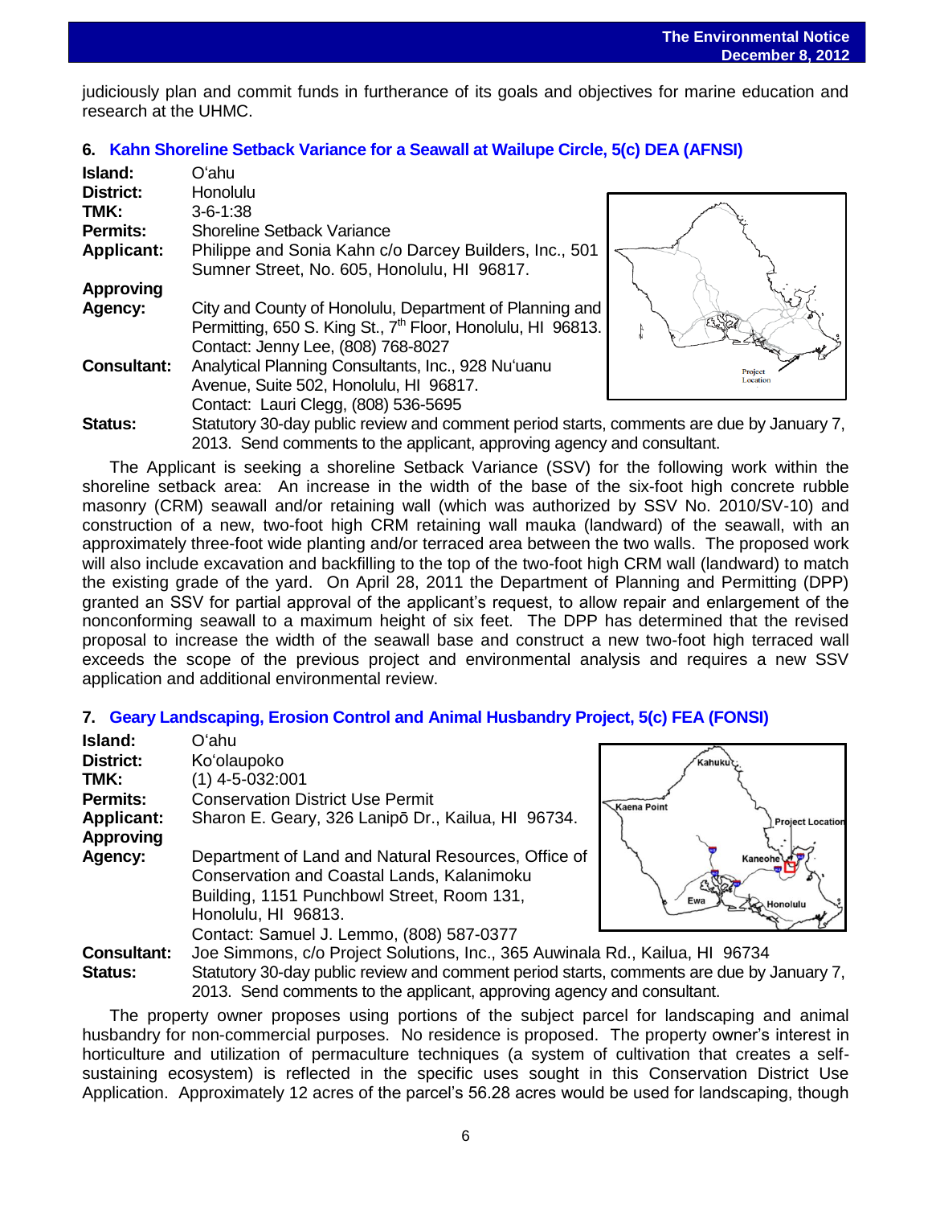judiciously plan and commit funds in furtherance of its goals and objectives for marine education and research at the UHMC.

### 6. Kahn Shoreline Setback Variance for a Seawall at Wailupe Circle, 5(c) DEA (AFNSI)

**Island:** Oʻahu
**District:** Honolulu
**TMK:** 3-6-1:38
**Permits:** Shoreline Setback Variance
**Applicant:** Philippe and Sonia Kahn c/o Darcey Builders, Inc., 501 Sumner Street, No. 605, Honolulu, HI 96817.
**Approving Agency:** City and County of Honolulu, Department of Planning and Permitting, 650 S. King St., 7th Floor, Honolulu, HI 96813. Contact: Jenny Lee, (808) 768-8027
**Consultant:** Analytical Planning Consultants, Inc., 928 Nuʻuanu Avenue, Suite 502, Honolulu, HI 96817. Contact: Lauri Clegg, (808) 536-5695
**Status:** Statutory 30-day public review and comment period starts, comments are due by January 7, 2013. Send comments to the applicant, approving agency and consultant.

The Applicant is seeking a shoreline Setback Variance (SSV) for the following work within the shoreline setback area: An increase in the width of the base of the six-foot high concrete rubble masonry (CRM) seawall and/or retaining wall (which was authorized by SSV No. 2010/SV-10) and construction of a new, two-foot high CRM retaining wall mauka (landward) of the seawall, with an approximately three-foot wide planting and/or terraced area between the two walls. The proposed work will also include excavation and backfilling to the top of the two-foot high CRM wall (landward) to match the existing grade of the yard. On April 28, 2011 the Department of Planning and Permitting (DPP) granted an SSV for partial approval of the applicant's request, to allow repair and enlargement of the nonconforming seawall to a maximum height of six feet. The DPP has determined that the revised proposal to increase the width of the seawall base and construct a new two-foot high terraced wall exceeds the scope of the previous project and environmental analysis and requires a new SSV application and additional environmental review.

### 7. Geary Landscaping, Erosion Control and Animal Husbandry Project, 5(c) FEA (FONSI)

**Island:** Oʻahu
**District:** Koʻolaupoko
**TMK:** (1) 4-5-032:001
**Permits:** Conservation District Use Permit
**Applicant:** Sharon E. Geary, 326 Lanipō Dr., Kailua, HI 96734.
**Approving Agency:** Department of Land and Natural Resources, Office of Conservation and Coastal Lands, Kalanimoku Building, 1151 Punchbowl Street, Room 131, Honolulu, HI 96813. Contact: Samuel J. Lemmo, (808) 587-0377
**Consultant:** Joe Simmons, c/o Project Solutions, Inc., 365 Auwinala Rd., Kailua, HI 96734
**Status:** Statutory 30-day public review and comment period starts, comments are due by January 7, 2013. Send comments to the applicant, approving agency and consultant.

The property owner proposes using portions of the subject parcel for landscaping and animal husbandry for non-commercial purposes. No residence is proposed. The property owner's interest in horticulture and utilization of permaculture techniques (a system of cultivation that creates a self-sustaining ecosystem) is reflected in the specific uses sought in this Conservation District Use Application. Approximately 12 acres of the parcel's 56.28 acres would be used for landscaping, though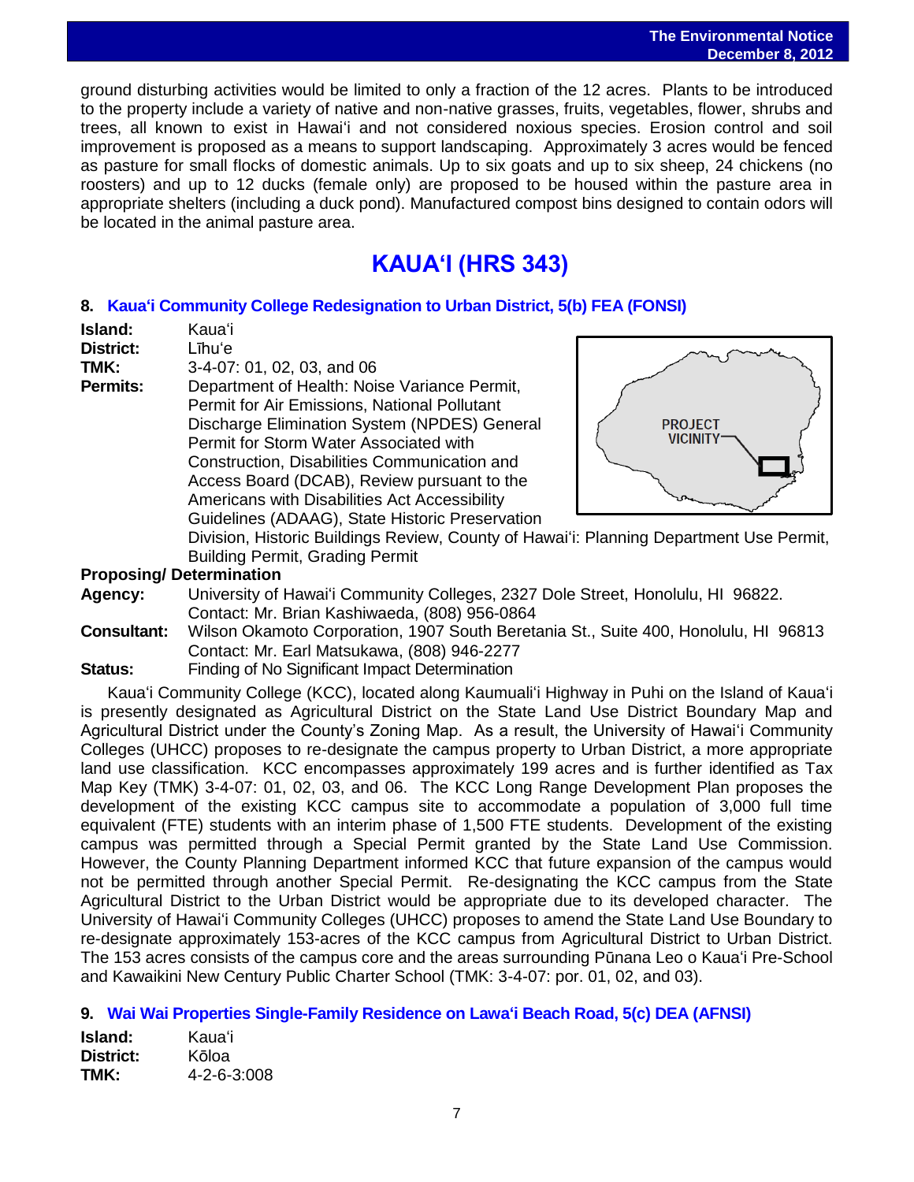ground disturbing activities would be limited to only a fraction of the 12 acres. Plants to be introduced to the property include a variety of native and non-native grasses, fruits, vegetables, flower, shrubs and trees, all known to exist in Hawaiʻi and not considered noxious species. Erosion control and soil improvement is proposed as a means to support landscaping. Approximately 3 acres would be fenced as pasture for small flocks of domestic animals. Up to six goats and up to six sheep, 24 chickens (no roosters) and up to 12 ducks (female only) are proposed to be housed within the pasture area in appropriate shelters (including a duck pond). Manufactured compost bins designed to contain odors will be located in the animal pasture area.

# KAUAʻI (HRS 343)

## 8. Kauaʻi Community College Redesignation to Urban District, 5(b) FEA (FONSI)

**Island:** Kauaʻi
**District:** Līhuʻe
**TMK:** 3-4-07: 01, 02, 03, and 06
**Permits:** Department of Health: Noise Variance Permit, Permit for Air Emissions, National Pollutant Discharge Elimination System (NPDES) General Permit for Storm Water Associated with Construction, Disabilities Communication and Access Board (DCAB), Review pursuant to the Americans with Disabilities Act Accessibility Guidelines (ADAAG), State Historic Preservation Division, Historic Buildings Review, County of Hawaiʻi: Planning Department Use Permit, Building Permit, Grading Permit

**Proposing/ Determination**
**Agency:** University of Hawaiʻi Community Colleges, 2327 Dole Street, Honolulu, HI 96822. Contact: Mr. Brian Kashiwaeda, (808) 956-0864
**Consultant:** Wilson Okamoto Corporation, 1907 South Beretania St., Suite 400, Honolulu, HI 96813 Contact: Mr. Earl Matsukawa, (808) 946-2277
**Status:** Finding of No Significant Impact Determination

Kauaʻi Community College (KCC), located along Kaumualiʻi Highway in Puhi on the Island of Kauaʻi is presently designated as Agricultural District on the State Land Use District Boundary Map and Agricultural District under the County's Zoning Map. As a result, the University of Hawaiʻi Community Colleges (UHCC) proposes to re-designate the campus property to Urban District, a more appropriate land use classification. KCC encompasses approximately 199 acres and is further identified as Tax Map Key (TMK) 3-4-07: 01, 02, 03, and 06. The KCC Long Range Development Plan proposes the development of the existing KCC campus site to accommodate a population of 3,000 full time equivalent (FTE) students with an interim phase of 1,500 FTE students. Development of the existing campus was permitted through a Special Permit granted by the State Land Use Commission. However, the County Planning Department informed KCC that future expansion of the campus would not be permitted through another Special Permit. Re-designating the KCC campus from the State Agricultural District to the Urban District would be appropriate due to its developed character. The University of Hawaiʻi Community Colleges (UHCC) proposes to amend the State Land Use Boundary to re-designate approximately 153-acres of the KCC campus from Agricultural District to Urban District. The 153 acres consists of the campus core and the areas surrounding Pūnana Leo o Kauaʻi Pre-School and Kawaikini New Century Public Charter School (TMK: 3-4-07: por. 01, 02, and 03).

## 9. Wai Wai Properties Single-Family Residence on Lawaʻi Beach Road, 5(c) DEA (AFNSI)

**Island:** Kauaʻi
**District:** Kōloa
**TMK:** 4-2-6-3:008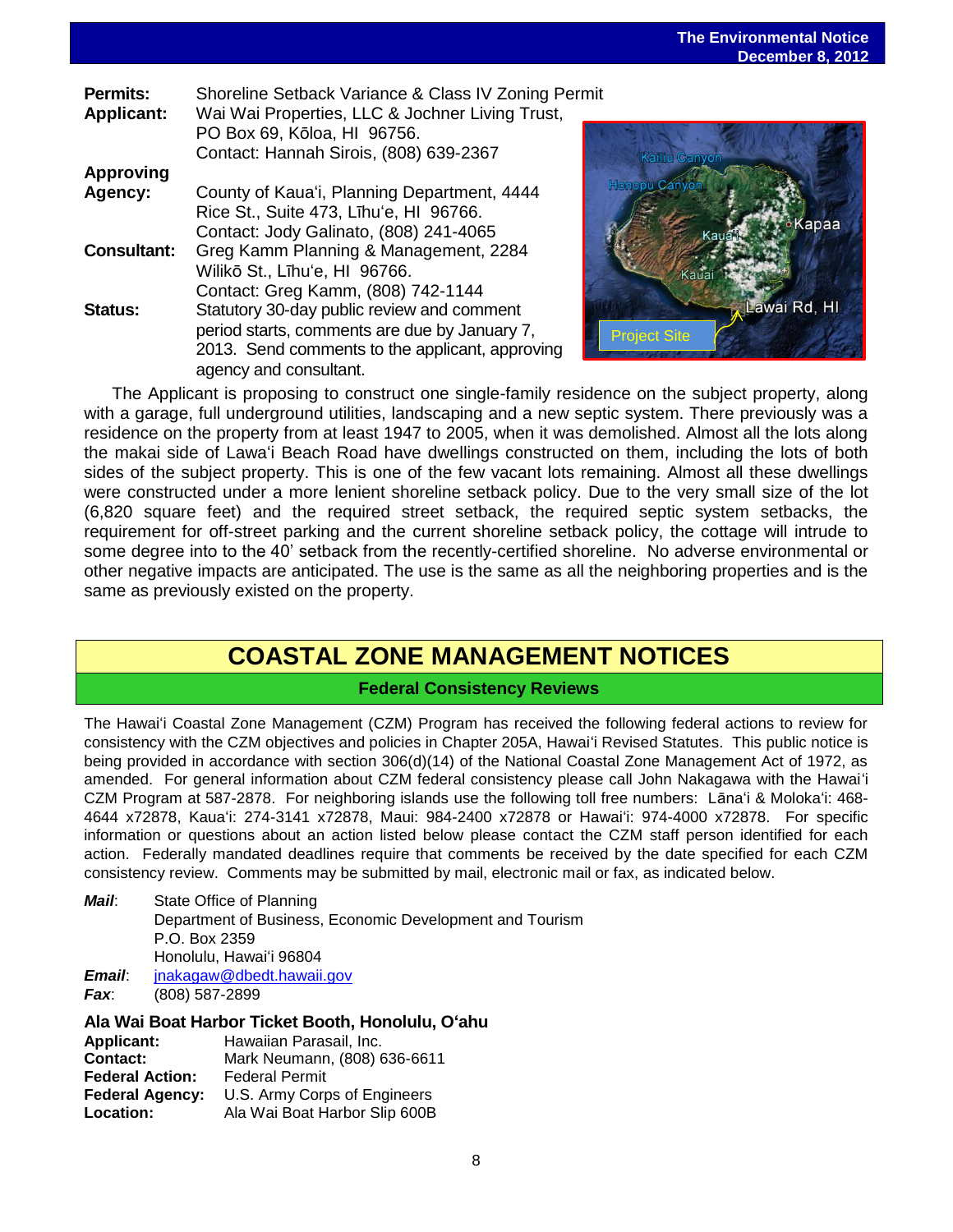**Permits:** Shoreline Setback Variance & Class IV Zoning Permit

**Applicant:** Wai Wai Properties, LLC & Jochner Living Trust, PO Box 69, Kōloa, HI 96756. Contact: Hannah Sirois, (808) 639-2367

**Approving Agency:** County of Kauaʻi, Planning Department, 4444 Rice St., Suite 473, Līhuʻe, HI 96766. Contact: Jody Galinato, (808) 241-4065

**Consultant:** Greg Kamm Planning & Management, 2284 Wilikō St., Līhuʻe, HI 96766. Contact: Greg Kamm, (808) 742-1144

**Status:** Statutory 30-day public review and comment period starts, comments are due by January 7, 2013. Send comments to the applicant, approving agency and consultant.

The Applicant is proposing to construct one single-family residence on the subject property, along with a garage, full underground utilities, landscaping and a new septic system. There previously was a residence on the property from at least 1947 to 2005, when it was demolished. Almost all the lots along the makai side of Lawaʻi Beach Road have dwellings constructed on them, including the lots of both sides of the subject property. This is one of the few vacant lots remaining. Almost all these dwellings were constructed under a more lenient shoreline setback policy. Due to the very small size of the lot (6,820 square feet) and the required street setback, the required septic system setbacks, the requirement for off-street parking and the current shoreline setback policy, the cottage will intrude to some degree into to the 40' setback from the recently-certified shoreline. No adverse environmental or other negative impacts are anticipated. The use is the same as all the neighboring properties and is the same as previously existed on the property.

# COASTAL ZONE MANAGEMENT NOTICES

## Federal Consistency Reviews

The Hawaiʻi Coastal Zone Management (CZM) Program has received the following federal actions to review for consistency with the CZM objectives and policies in Chapter 205A, Hawaiʻi Revised Statutes. This public notice is being provided in accordance with section 306(d)(14) of the National Coastal Zone Management Act of 1972, as amended. For general information about CZM federal consistency please call John Nakagawa with the Hawaiʻi CZM Program at 587-2878. For neighboring islands use the following toll free numbers: Lānaʻi & Molokaʻi: 468-4644 x72878, Kauaʻi: 274-3141 x72878, Maui: 984-2400 x72878 or Hawaiʻi: 974-4000 x72878. For specific information or questions about an action listed below please contact the CZM staff person identified for each action. Federally mandated deadlines require that comments be received by the date specified for each CZM consistency review. Comments may be submitted by mail, electronic mail or fax, as indicated below.

***Mail***: State Office of Planning
Department of Business, Economic Development and Tourism
P.O. Box 2359
Honolulu, Hawaiʻi 96804

***Email***: jnakagaw@dbedt.hawaii.gov

***Fax***: (808) 587-2899

### Ala Wai Boat Harbor Ticket Booth, Honolulu, Oʻahu

**Applicant:** Hawaiian Parasail, Inc.
**Contact:** Mark Neumann, (808) 636-6611
**Federal Action:** Federal Permit
**Federal Agency:** U.S. Army Corps of Engineers
**Location:** Ala Wai Boat Harbor Slip 600B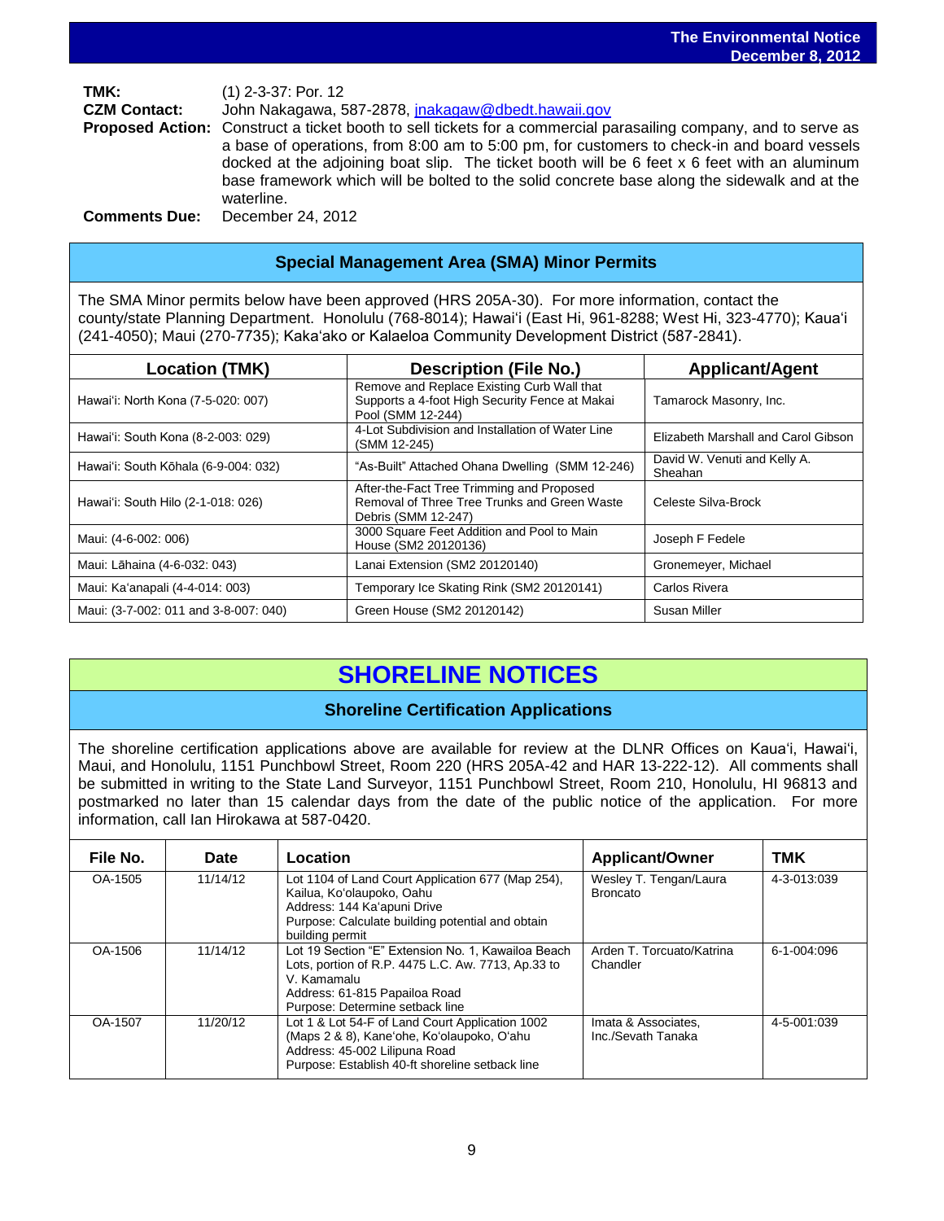**TMK:** (1) 2-3-37: Por. 12
**CZM Contact:** John Nakagawa, 587-2878, jnakagaw@dbedt.hawaii.gov
**Proposed Action:** Construct a ticket booth to sell tickets for a commercial parasailing company, and to serve as a base of operations, from 8:00 am to 5:00 pm, for customers to check-in and board vessels docked at the adjoining boat slip. The ticket booth will be 6 feet x 6 feet with an aluminum base framework which will be bolted to the solid concrete base along the sidewalk and at the waterline.
**Comments Due:** December 24, 2012

### Special Management Area (SMA) Minor Permits

The SMA Minor permits below have been approved (HRS 205A-30). For more information, contact the county/state Planning Department. Honolulu (768-8014); Hawaiʻi (East Hi, 961-8288; West Hi, 323-4770); Kauaʻi (241-4050); Maui (270-7735); Kakaʻako or Kalaeloa Community Development District (587-2841).

| Location (TMK) | Description (File No.) | Applicant/Agent |
|---|---|---|
| Hawaiʻi: North Kona (7-5-020: 007) | Remove and Replace Existing Curb Wall that Supports a 4-foot High Security Fence at Makai Pool (SMM 12-244) | Tamarock Masonry, Inc. |
| Hawaiʻi: South Kona (8-2-003: 029) | 4-Lot Subdivision and Installation of Water Line (SMM 12-245) | Elizabeth Marshall and Carol Gibson |
| Hawaiʻi: South Kōhala (6-9-004: 032) | "As-Built" Attached Ohana Dwelling (SMM 12-246) | David W. Venuti and Kelly A. Sheahan |
| Hawaiʻi: South Hilo (2-1-018: 026) | After-the-Fact Tree Trimming and Proposed Removal of Three Tree Trunks and Green Waste Debris (SMM 12-247) | Celeste Silva-Brock |
| Maui: (4-6-002: 006) | 3000 Square Feet Addition and Pool to Main House (SM2 20120136) | Joseph F Fedele |
| Maui: Lāhaina (4-6-032: 043) | Lanai Extension (SM2 20120140) | Gronemeyer, Michael |
| Maui: Kaʻanapali (4-4-014: 003) | Temporary Ice Skating Rink (SM2 20120141) | Carlos Rivera |
| Maui: (3-7-002: 011 and 3-8-007: 040) | Green House (SM2 20120142) | Susan Miller |

# SHORELINE NOTICES

### Shoreline Certification Applications

The shoreline certification applications above are available for review at the DLNR Offices on Kauaʻi, Hawaiʻi, Maui, and Honolulu, 1151 Punchbowl Street, Room 220 (HRS 205A-42 and HAR 13-222-12). All comments shall be submitted in writing to the State Land Surveyor, 1151 Punchbowl Street, Room 210, Honolulu, HI 96813 and postmarked no later than 15 calendar days from the date of the public notice of the application. For more information, call Ian Hirokawa at 587-0420.

| File No. | Date | Location | Applicant/Owner | TMK |
|---|---|---|---|---|
| OA-1505 | 11/14/12 | Lot 1104 of Land Court Application 677 (Map 254), Kailua, Koʻolaupoko, Oahu<br>Address: 144 Kaʻapuni Drive<br>Purpose: Calculate building potential and obtain building permit | Wesley T. Tengan/Laura Broncato | 4-3-013:039 |
| OA-1506 | 11/14/12 | Lot 19 Section "E" Extension No. 1, Kawailoa Beach Lots, portion of R.P. 4475 L.C. Aw. 7713, Ap.33 to V. Kamamalu<br>Address: 61-815 Papailoa Road<br>Purpose: Determine setback line | Arden T. Torcuato/Katrina Chandler | 6-1-004:096 |
| OA-1507 | 11/20/12 | Lot 1 & Lot 54-F of Land Court Application 1002 (Maps 2 & 8), Kaneʻohe, Koʻolaupoko, Oʻahu<br>Address: 45-002 Lilipuna Road<br>Purpose: Establish 40-ft shoreline setback line | Imata & Associates, Inc./Sevath Tanaka | 4-5-001:039 |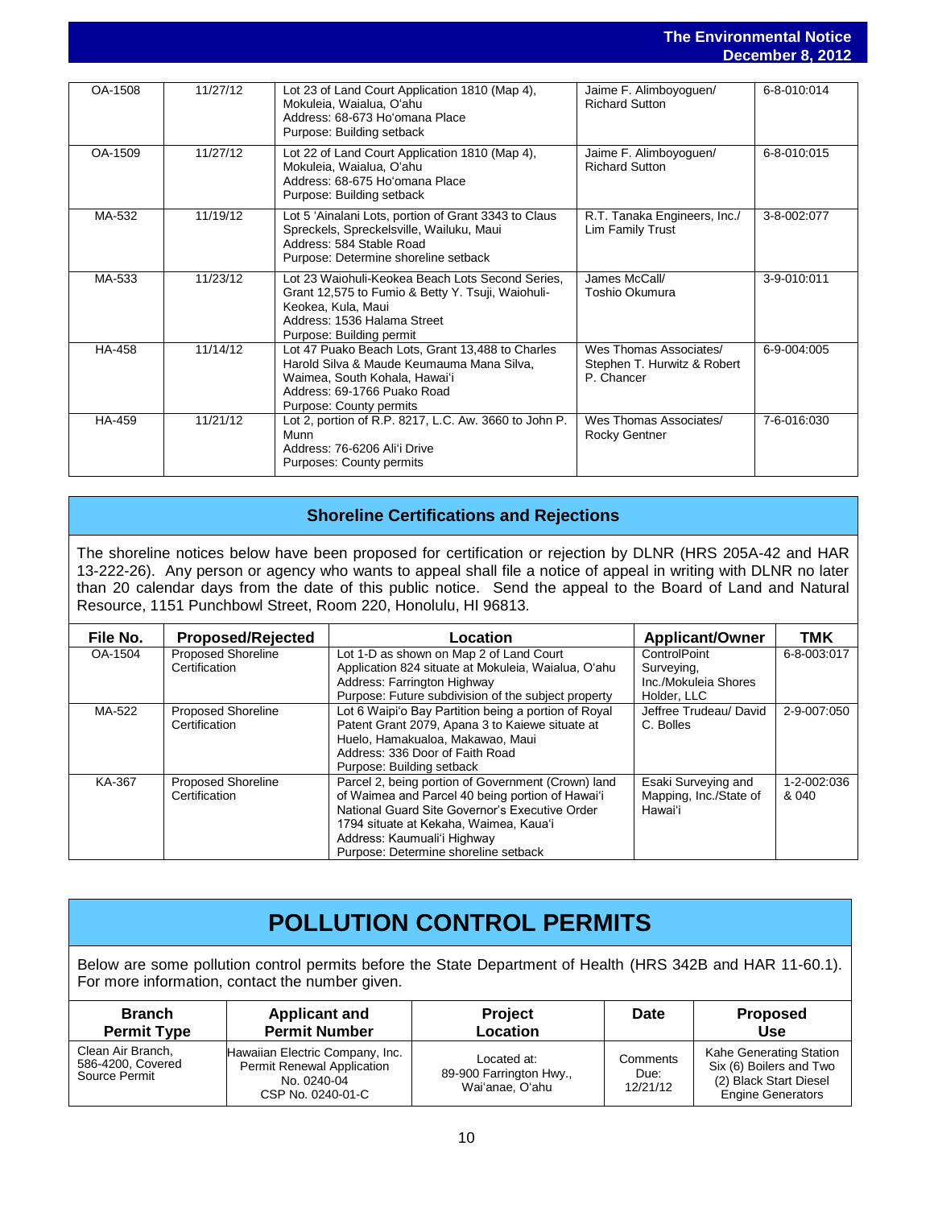| | | | | |
|---|---|---|---|---|
| OA-1508 | 11/27/12 | Lot 23 of Land Court Application 1810 (Map 4), Mokuleia, Waialua, O'ahu<br>Address: 68-673 Ho'omana Place<br>Purpose: Building setback | Jaime F. Alimboyoguen/ Richard Sutton | 6-8-010:014 |
| OA-1509 | 11/27/12 | Lot 22 of Land Court Application 1810 (Map 4), Mokuleia, Waialua, O'ahu<br>Address: 68-675 Ho'omana Place<br>Purpose: Building setback | Jaime F. Alimboyoguen/ Richard Sutton | 6-8-010:015 |
| MA-532 | 11/19/12 | Lot 5 'Ainalani Lots, portion of Grant 3343 to Claus Spreckels, Spreckelsville, Wailuku, Maui<br>Address: 584 Stable Road<br>Purpose: Determine shoreline setback | R.T. Tanaka Engineers, Inc./ Lim Family Trust | 3-8-002:077 |
| MA-533 | 11/23/12 | Lot 23 Waiohuli-Keokea Beach Lots Second Series, Grant 12,575 to Fumio & Betty Y. Tsuji, Waiohuli-Keokea, Kula, Maui<br>Address: 1536 Halama Street<br>Purpose: Building permit | James McCall/ Toshio Okumura | 3-9-010:011 |
| HA-458 | 11/14/12 | Lot 47 Puako Beach Lots, Grant 13,488 to Charles Harold Silva & Maude Keumauma Mana Silva, Waimea, South Kohala, Hawai'i<br>Address: 69-1766 Puako Road<br>Purpose: County permits | Wes Thomas Associates/ Stephen T. Hurwitz & Robert P. Chancer | 6-9-004:005 |
| HA-459 | 11/21/12 | Lot 2, portion of R.P. 8217, L.C. Aw. 3660 to John P. Munn<br>Address: 76-6206 Ali'i Drive<br>Purposes: County permits | Wes Thomas Associates/ Rocky Gentner | 7-6-016:030 |

## Shoreline Certifications and Rejections

The shoreline notices below have been proposed for certification or rejection by DLNR (HRS 205A-42 and HAR 13-222-26). Any person or agency who wants to appeal shall file a notice of appeal in writing with DLNR no later than 20 calendar days from the date of this public notice. Send the appeal to the Board of Land and Natural Resource, 1151 Punchbowl Street, Room 220, Honolulu, HI 96813.

| File No. | Proposed/Rejected | Location | Applicant/Owner | TMK |
|---|---|---|---|---|
| OA-1504 | Proposed Shoreline Certification | Lot 1-D as shown on Map 2 of Land Court Application 824 situate at Mokuleia, Waialua, O'ahu<br>Address: Farrington Highway<br>Purpose: Future subdivision of the subject property | ControlPoint Surveying, Inc./Mokuleia Shores Holder, LLC | 6-8-003:017 |
| MA-522 | Proposed Shoreline Certification | Lot 6 Waipi'o Bay Partition being a portion of Royal Patent Grant 2079, Apana 3 to Kaiewe situate at Huelo, Hamakualoa, Makawao, Maui<br>Address: 336 Door of Faith Road<br>Purpose: Building setback | Jeffree Trudeau/ David C. Bolles | 2-9-007:050 |
| KA-367 | Proposed Shoreline Certification | Parcel 2, being portion of Government (Crown) land of Waimea and Parcel 40 being portion of Hawai'i National Guard Site Governor's Executive Order 1794 situate at Kekaha, Waimea, Kaua'i<br>Address: Kaumuali'i Highway<br>Purpose: Determine shoreline setback | Esaki Surveying and Mapping, Inc./State of Hawai'i | 1-2-002:036 & 040 |

# POLLUTION CONTROL PERMITS

Below are some pollution control permits before the State Department of Health (HRS 342B and HAR 11-60.1). For more information, contact the number given.

| Branch Permit Type | Applicant and Permit Number | Project Location | Date | Proposed Use |
|---|---|---|---|---|
| Clean Air Branch, 586-4200, Covered Source Permit | Hawaiian Electric Company, Inc. Permit Renewal Application No. 0240-04<br>CSP No. 0240-01-C | Located at: 89-900 Farrington Hwy., Wai'anae, O'ahu | Comments Due: 12/21/12 | Kahe Generating Station Six (6) Boilers and Two (2) Black Start Diesel Engine Generators |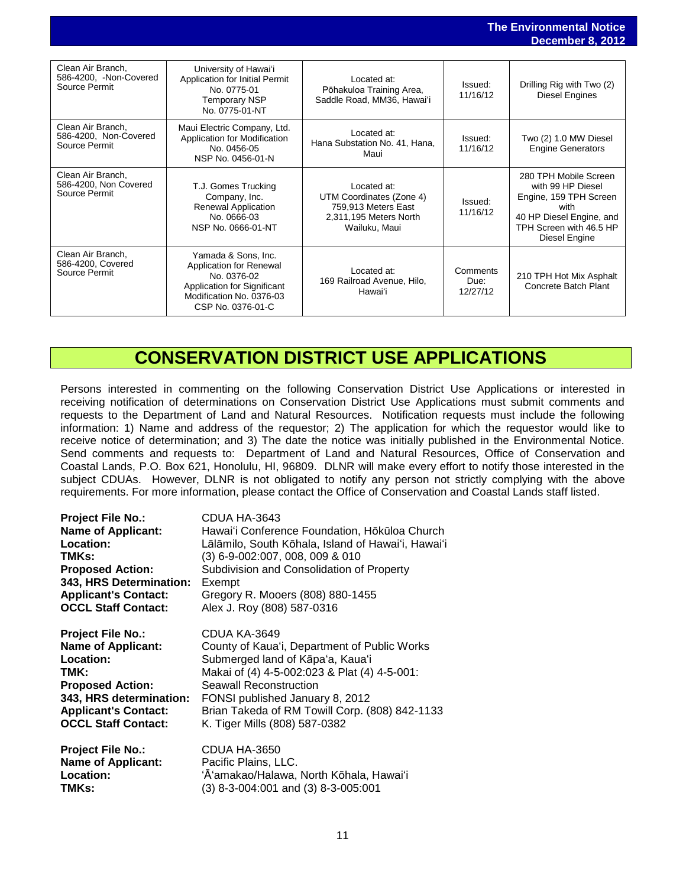| Clean Air Branch, 586-4200, -Non-Covered Source Permit | University of Hawai'i Application for Initial Permit No. 0775-01 Temporary NSP No. 0775-01-NT | Located at: Pōhakuloa Training Area, Saddle Road, MM36, Hawai'i | Issued: 11/16/12 | Drilling Rig with Two (2) Diesel Engines |
|---|---|---|---|---|
| Clean Air Branch, 586-4200, Non-Covered Source Permit | Maui Electric Company, Ltd. Application for Modification No. 0456-05 NSP No. 0456-01-N | Located at: Hana Substation No. 41, Hana, Maui | Issued: 11/16/12 | Two (2) 1.0 MW Diesel Engine Generators |
| Clean Air Branch, 586-4200, Non Covered Source Permit | T.J. Gomes Trucking Company, Inc. Renewal Application No. 0666-03 NSP No. 0666-01-NT | Located at: UTM Coordinates (Zone 4) 759,913 Meters East 2,311,195 Meters North Wailuku, Maui | Issued: 11/16/12 | 280 TPH Mobile Screen with 99 HP Diesel Engine, 159 TPH Screen with 40 HP Diesel Engine, and TPH Screen with 46.5 HP Diesel Engine |
| Clean Air Branch, 586-4200, Covered Source Permit | Yamada & Sons, Inc. Application for Renewal No. 0376-02 Application for Significant Modification No. 0376-03 CSP No. 0376-01-C | Located at: 169 Railroad Avenue, Hilo, Hawai'i | Comments Due: 12/27/12 | 210 TPH Hot Mix Asphalt Concrete Batch Plant |

# CONSERVATION DISTRICT USE APPLICATIONS

Persons interested in commenting on the following Conservation District Use Applications or interested in receiving notification of determinations on Conservation District Use Applications must submit comments and requests to the Department of Land and Natural Resources. Notification requests must include the following information: 1) Name and address of the requestor; 2) The application for which the requestor would like to receive notice of determination; and 3) The date the notice was initially published in the Environmental Notice. Send comments and requests to: Department of Land and Natural Resources, Office of Conservation and Coastal Lands, P.O. Box 621, Honolulu, HI, 96809. DLNR will make every effort to notify those interested in the subject CDUAs. However, DLNR is not obligated to notify any person not strictly complying with the above requirements. For more information, please contact the Office of Conservation and Coastal Lands staff listed.

**Project File No.:** CDUA HA-3643
**Name of Applicant:** Hawai'i Conference Foundation, Hōkūloa Church
**Location:** Lālāmilo, South Kōhala, Island of Hawai'i, Hawai'i
**TMKs:** (3) 6-9-002:007, 008, 009 & 010
**Proposed Action:** Subdivision and Consolidation of Property
**343, HRS Determination:** Exempt
**Applicant's Contact:** Gregory R. Mooers (808) 880-1455
**OCCL Staff Contact:** Alex J. Roy (808) 587-0316

**Project File No.:** CDUA KA-3649
**Name of Applicant:** County of Kaua'i, Department of Public Works
**Location:** Submerged land of Kāpa'a, Kaua'i
**TMK:** Makai of (4) 4-5-002:023 & Plat (4) 4-5-001:
**Proposed Action:** Seawall Reconstruction
**343, HRS determination:** FONSI published January 8, 2012
**Applicant's Contact:** Brian Takeda of RM Towill Corp. (808) 842-1133
**OCCL Staff Contact:** K. Tiger Mills (808) 587-0382

**Project File No.:** CDUA HA-3650
**Name of Applicant:** Pacific Plains, LLC.
**Location:** 'Ā'amakao/Halawa, North Kōhala, Hawai'i
**TMKs:** (3) 8-3-004:001 and (3) 8-3-005:001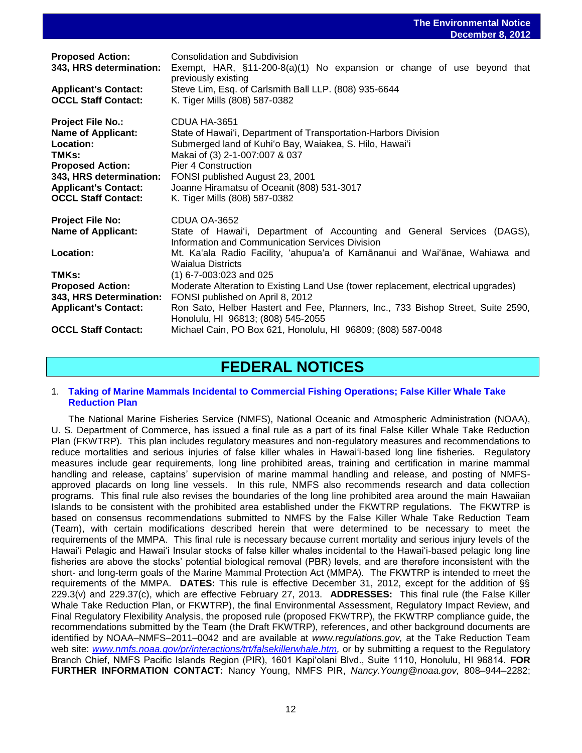| | |
|---|---|
| **Proposed Action:** | Consolidation and Subdivision |
| **343, HRS determination:** | Exempt, HAR, §11-200-8(a)(1) No expansion or change of use beyond that previously existing |
| **Applicant's Contact:** | Steve Lim, Esq. of Carlsmith Ball LLP. (808) 935-6644 |
| **OCCL Staff Contact:** | K. Tiger Mills (808) 587-0382 |

| | |
|---|---|
| **Project File No.:** | CDUA HA-3651 |
| **Name of Applicant:** | State of Hawaiʻi, Department of Transportation-Harbors Division |
| **Location:** | Submerged land of Kuhiʻo Bay, Waiakea, S. Hilo, Hawaiʻi |
| **TMKs:** | Makai of (3) 2-1-007:007 & 037 |
| **Proposed Action:** | Pier 4 Construction |
| **343, HRS determination:** | FONSI published August 23, 2001 |
| **Applicant's Contact:** | Joanne Hiramatsu of Oceanit (808) 531-3017 |
| **OCCL Staff Contact:** | K. Tiger Mills (808) 587-0382 |

| | |
|---|---|
| **Project File No:** | CDUA OA-3652 |
| **Name of Applicant:** | State of Hawaiʻi, Department of Accounting and General Services (DAGS), Information and Communication Services Division |
| **Location:** | Mt. Kaʻala Radio Facility, ʻahupuaʻa of Kamānanui and Waiʻānae, Wahiawa and Waialua Districts |
| **TMKs:** | (1) 6-7-003:023 and 025 |
| **Proposed Action:** | Moderate Alteration to Existing Land Use (tower replacement, electrical upgrades) |
| **343, HRS Determination:** | FONSI published on April 8, 2012 |
| **Applicant's Contact:** | Ron Sato, Helber Hastert and Fee, Planners, Inc., 733 Bishop Street, Suite 2590, Honolulu, HI 96813; (808) 545-2055 |
| **OCCL Staff Contact:** | Michael Cain, PO Box 621, Honolulu, HI 96809; (808) 587-0048 |

# FEDERAL NOTICES

1. **Taking of Marine Mammals Incidental to Commercial Fishing Operations; False Killer Whale Take Reduction Plan**

The National Marine Fisheries Service (NMFS), National Oceanic and Atmospheric Administration (NOAA), U. S. Department of Commerce, has issued a final rule as a part of its final False Killer Whale Take Reduction Plan (FKWTRP). This plan includes regulatory measures and non-regulatory measures and recommendations to reduce mortalities and serious injuries of false killer whales in Hawaiʻi-based long line fisheries. Regulatory measures include gear requirements, long line prohibited areas, training and certification in marine mammal handling and release, captains' supervision of marine mammal handling and release, and posting of NMFS-approved placards on long line vessels. In this rule, NMFS also recommends research and data collection programs. This final rule also revises the boundaries of the long line prohibited area around the main Hawaiian Islands to be consistent with the prohibited area established under the FKWTRP regulations. The FKWTRP is based on consensus recommendations submitted to NMFS by the False Killer Whale Take Reduction Team (Team), with certain modifications described herein that were determined to be necessary to meet the requirements of the MMPA. This final rule is necessary because current mortality and serious injury levels of the Hawaiʻi Pelagic and Hawaiʻi Insular stocks of false killer whales incidental to the Hawaiʻi-based pelagic long line fisheries are above the stocks' potential biological removal (PBR) levels, and are therefore inconsistent with the short- and long-term goals of the Marine Mammal Protection Act (MMPA). The FKWTRP is intended to meet the requirements of the MMPA. **DATES:** This rule is effective December 31, 2012, except for the addition of §§ 229.3(v) and 229.37(c), which are effective February 27, 2013. **ADDRESSES:** This final rule (the False Killer Whale Take Reduction Plan, or FKWTRP), the final Environmental Assessment, Regulatory Impact Review, and Final Regulatory Flexibility Analysis, the proposed rule (proposed FKWTRP), the FKWTRP compliance guide, the recommendations submitted by the Team (the Draft FKWTRP), references, and other background documents are identified by NOAA–NMFS–2011–0042 and are available at *www.regulations.gov,* at the Take Reduction Team web site: *www.nmfs.noaa.gov/pr/interactions/trt/falsekillerwhale.htm,* or by submitting a request to the Regulatory Branch Chief, NMFS Pacific Islands Region (PIR), 1601 Kapiʻolani Blvd., Suite 1110, Honolulu, HI 96814. **FOR FURTHER INFORMATION CONTACT:** Nancy Young, NMFS PIR, *Nancy.Young@noaa.gov,* 808–944–2282;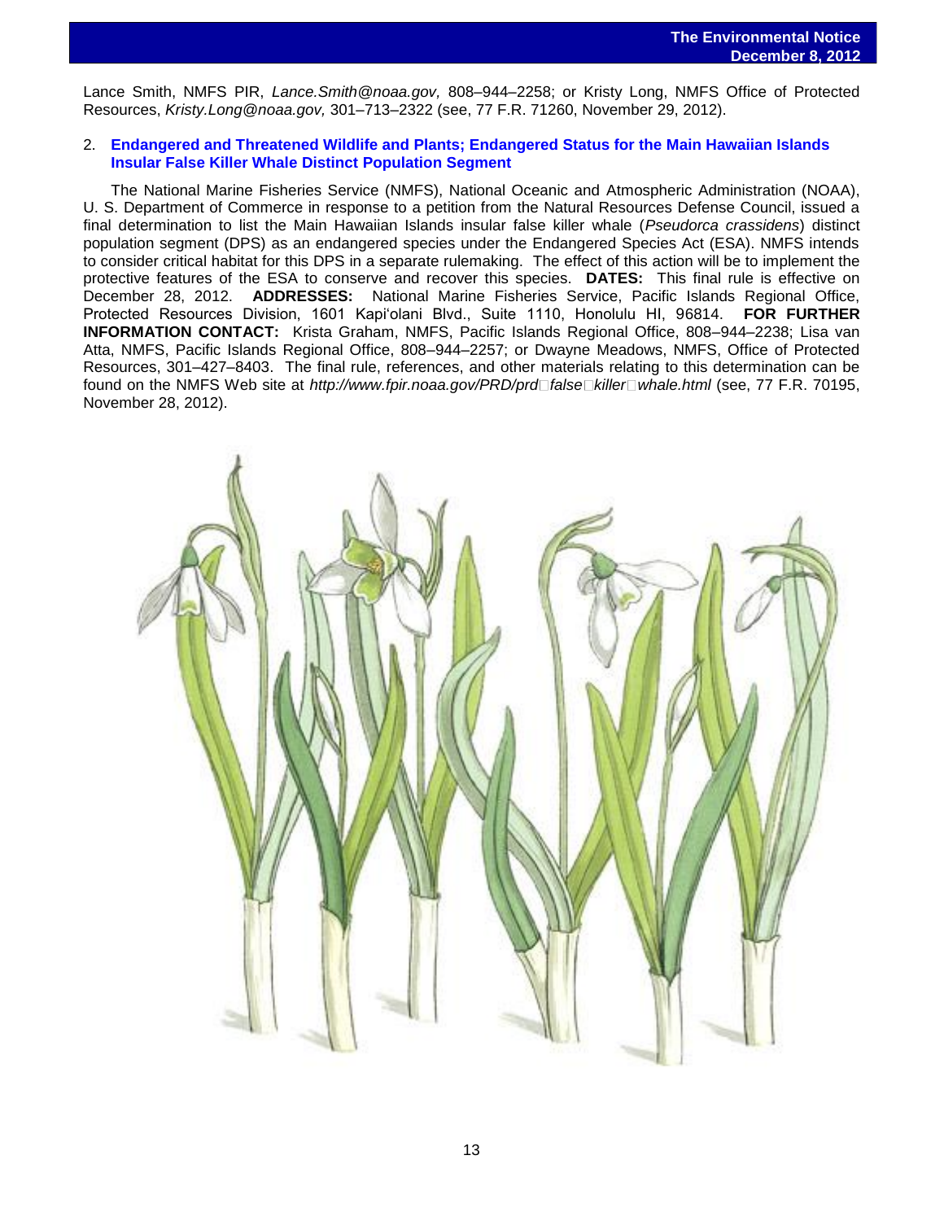Lance Smith, NMFS PIR, *Lance.Smith@noaa.gov,* 808–944–2258; or Kristy Long, NMFS Office of Protected Resources, *Kristy.Long@noaa.gov,* 301–713–2322 (see, 77 F.R. 71260, November 29, 2012).

2. **Endangered and Threatened Wildlife and Plants; Endangered Status for the Main Hawaiian Islands Insular False Killer Whale Distinct Population Segment**

The National Marine Fisheries Service (NMFS), National Oceanic and Atmospheric Administration (NOAA), U. S. Department of Commerce in response to a petition from the Natural Resources Defense Council, issued a final determination to list the Main Hawaiian Islands insular false killer whale (*Pseudorca crassidens*) distinct population segment (DPS) as an endangered species under the Endangered Species Act (ESA). NMFS intends to consider critical habitat for this DPS in a separate rulemaking. The effect of this action will be to implement the protective features of the ESA to conserve and recover this species. **DATES:** This final rule is effective on December 28, 2012. **ADDRESSES:** National Marine Fisheries Service, Pacific Islands Regional Office, Protected Resources Division, 1601 Kapi'olani Blvd., Suite 1110, Honolulu HI, 96814. **FOR FURTHER INFORMATION CONTACT:** Krista Graham, NMFS, Pacific Islands Regional Office, 808–944–2238; Lisa van Atta, NMFS, Pacific Islands Regional Office, 808–944–2257; or Dwayne Meadows, NMFS, Office of Protected Resources, 301–427–8403. The final rule, references, and other materials relating to this determination can be found on the NMFS Web site at *http://www.fpir.noaa.gov/PRD/prd_false_killer_whale.html* (see, 77 F.R. 70195, November 28, 2012).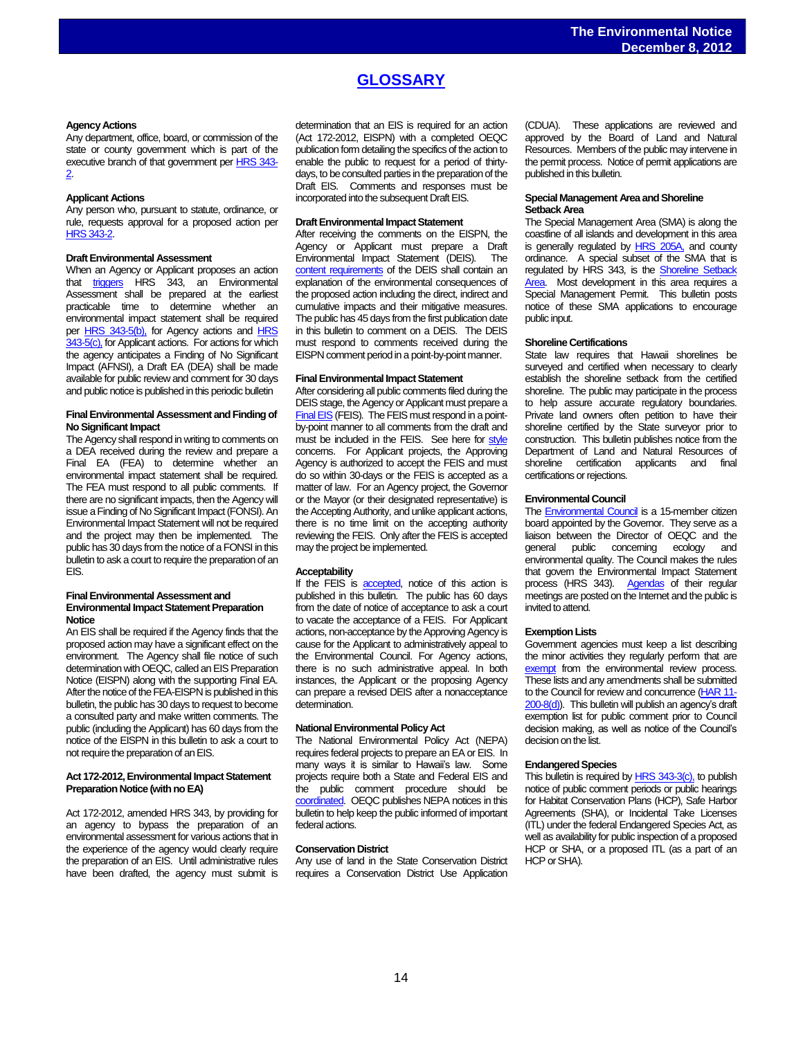# GLOSSARY

**Agency Actions**

Any department, office, board, or commission of the state or county government which is part of the executive branch of that government per HRS 343-2.

**Applicant Actions**

Any person who, pursuant to statute, ordinance, or rule, requests approval for a proposed action per HRS 343-2.

**Draft Environmental Assessment**

When an Agency or Applicant proposes an action that triggers HRS 343, an Environmental Assessment shall be prepared at the earliest practicable time to determine whether an environmental impact statement shall be required per HRS 343-5(b), for Agency actions and HRS 343-5(c), for Applicant actions. For actions for which the agency anticipates a Finding of No Significant Impact (AFNSI), a Draft EA (DEA) shall be made available for public review and comment for 30 days and public notice is published in this periodic bulletin

**Final Environmental Assessment and Finding of No Significant Impact**

The Agency shall respond in writing to comments on a DEA received during the review and prepare a Final EA (FEA) to determine whether an environmental impact statement shall be required. The FEA must respond to all public comments. If there are no significant impacts, then the Agency will issue a Finding of No Significant Impact (FONSI). An Environmental Impact Statement will not be required and the project may then be implemented. The public has 30 days from the notice of a FONSI in this bulletin to ask a court to require the preparation of an EIS.

**Final Environmental Assessment and Environmental Impact Statement Preparation Notice**

An EIS shall be required if the Agency finds that the proposed action may have a significant effect on the environment. The Agency shall file notice of such determination with OEQC, called an EIS Preparation Notice (EISPN) along with the supporting Final EA. After the notice of the FEA-EISPN is published in this bulletin, the public has 30 days to request to become a consulted party and make written comments. The public (including the Applicant) has 60 days from the notice of the EISPN in this bulletin to ask a court to not require the preparation of an EIS.

**Act 172-2012, Environmental Impact Statement Preparation Notice (with no EA)**

Act 172-2012, amended HRS 343, by providing for an agency to bypass the preparation of an environmental assessment for various actions that in the experience of the agency would clearly require the preparation of an EIS. Until administrative rules have been drafted, the agency must submit is determination that an EIS is required for an action (Act 172-2012, EISPN) with a completed OEQC publication form detailing the specifics of the action to enable the public to request for a period of thirty-days, to be consulted parties in the preparation of the Draft EIS. Comments and responses must be incorporated into the subsequent Draft EIS.

**Draft Environmental Impact Statement**

After receiving the comments on the EISPN, the Agency or Applicant must prepare a Draft Environmental Impact Statement (DEIS). The content requirements of the DEIS shall contain an explanation of the environmental consequences of the proposed action including the direct, indirect and cumulative impacts and their mitigative measures. The public has 45 days from the first publication date in this bulletin to comment on a DEIS. The DEIS must respond to comments received during the EISPN comment period in a point-by-point manner.

**Final Environmental Impact Statement**

After considering all public comments filed during the DEIS stage, the Agency or Applicant must prepare a Final EIS (FEIS). The FEIS must respond in a point-by-point manner to all comments from the draft and must be included in the FEIS. See here for style concerns. For Applicant projects, the Approving Agency is authorized to accept the FEIS and must do so within 30-days or the FEIS is accepted as a matter of law. For an Agency project, the Governor or the Mayor (or their designated representative) is the Accepting Authority, and unlike applicant actions, there is no time limit on the accepting authority reviewing the FEIS. Only after the FEIS is accepted may the project be implemented.

**Acceptability**

If the FEIS is accepted, notice of this action is published in this bulletin. The public has 60 days from the date of notice of acceptance to ask a court to vacate the acceptance of a FEIS. For Applicant actions, non-acceptance by the Approving Agency is cause for the Applicant to administratively appeal to the Environmental Council. For Agency actions, there is no such administrative appeal. In both instances, the Applicant or the proposing Agency can prepare a revised DEIS after a nonacceptance determination.

**National Environmental Policy Act**

The National Environmental Policy Act (NEPA) requires federal projects to prepare an EA or EIS. In many ways it is similar to Hawaii's law. Some projects require both a State and Federal EIS and the public comment procedure should be coordinated. OEQC publishes NEPA notices in this bulletin to help keep the public informed of important federal actions.

**Conservation District**

Any use of land in the State Conservation District requires a Conservation District Use Application (CDUA). These applications are reviewed and approved by the Board of Land and Natural Resources. Members of the public may intervene in the permit process. Notice of permit applications are published in this bulletin.

**Special Management Area and Shoreline Setback Area**

The Special Management Area (SMA) is along the coastline of all islands and development in this area is generally regulated by HRS 205A, and county ordinance. A special subset of the SMA that is regulated by HRS 343, is the Shoreline Setback Area. Most development in this area requires a Special Management Permit. This bulletin posts notice of these SMA applications to encourage public input.

**Shoreline Certifications**

State law requires that Hawaii shorelines be surveyed and certified when necessary to clearly establish the shoreline setback from the certified shoreline. The public may participate in the process to help assure accurate regulatory boundaries. Private land owners often petition to have their shoreline certified by the State surveyor prior to construction. This bulletin publishes notice from the Department of Land and Natural Resources of shoreline certification applicants and final certifications or rejections.

**Environmental Council**

The Environmental Council is a 15-member citizen board appointed by the Governor. They serve as a liaison between the Director of OEQC and the general public concerning ecology and environmental quality. The Council makes the rules that govern the Environmental Impact Statement process (HRS 343). Agendas of their regular meetings are posted on the Internet and the public is invited to attend.

**Exemption Lists**

Government agencies must keep a list describing the minor activities they regularly perform that are exempt from the environmental review process. These lists and any amendments shall be submitted to the Council for review and concurrence (HAR 11-200-8(d)). This bulletin will publish an agency's draft exemption list for public comment prior to Council decision making, as well as notice of the Council's decision on the list.

**Endangered Species**

This bulletin is required by HRS 343-3(c), to publish notice of public comment periods or public hearings for Habitat Conservation Plans (HCP), Safe Harbor Agreements (SHA), or Incidental Take Licenses (ITL) under the federal Endangered Species Act, as well as availability for public inspection of a proposed HCP or SHA, or a proposed ITL (as a part of an HCP or SHA).